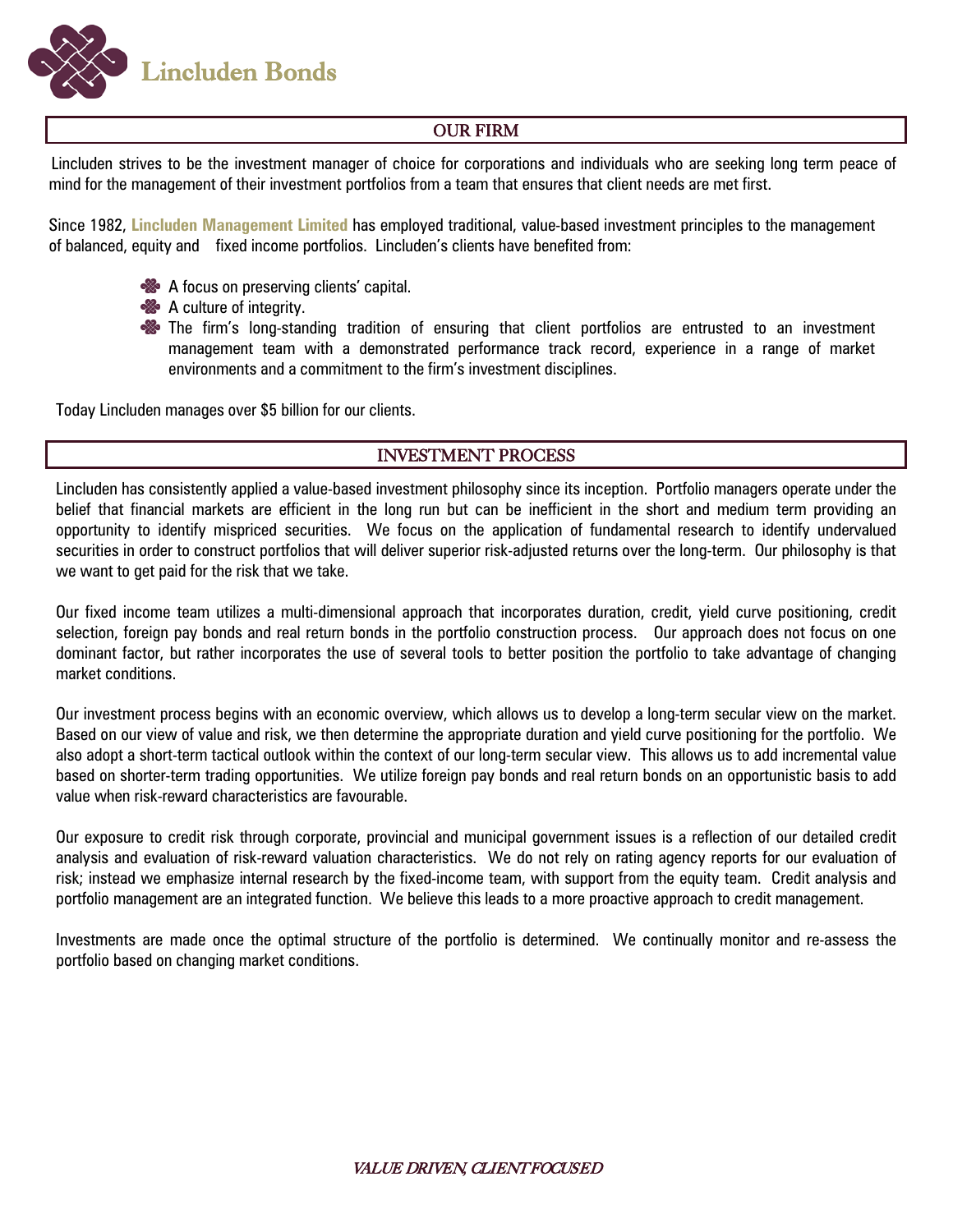# Lincluden Bonds

## OUR FIRM

Lincluden strives to be the investment manager of choice for corporations and individuals who are seeking long term peace of mind for the management of their investment portfolios from a team that ensures that client needs are met first.

Since 1982, **Lincluden Management Limited** has employed traditional, value-based investment principles to the management of balanced, equity and fixed income portfolios. Lincluden's clients have benefited from:

- A focus on preserving clients' capital.
- A culture of integrity.
- The firm's long-standing tradition of ensuring that client portfolios are entrusted to an investment management team with a demonstrated performance track record, experience in a range of market environments and a commitment to the firm's investment disciplines.

Today Lincluden manages over $5 billion for our clients.

## INVESTMENT PROCESS

Lincluden has consistently applied a value-based investment philosophy since its inception. Portfolio managers operate under the belief that financial markets are efficient in the long run but can be inefficient in the short and medium term providing an opportunity to identify mispriced securities. We focus on the application of fundamental research to identify undervalued securities in order to construct portfolios that will deliver superior risk-adjusted returns over the long-term. Our philosophy is that we want to get paid for the risk that we take.

Our fixed income team utilizes a multi-dimensional approach that incorporates duration, credit, yield curve positioning, credit selection, foreign pay bonds and real return bonds in the portfolio construction process. Our approach does not focus on one dominant factor, but rather incorporates the use of several tools to better position the portfolio to take advantage of changing market conditions.

Our investment process begins with an economic overview, which allows us to develop a long-term secular view on the market. Based on our view of value and risk, we then determine the appropriate duration and yield curve positioning for the portfolio. We also adopt a short-term tactical outlook within the context of our long-term secular view. This allows us to add incremental value based on shorter-term trading opportunities. We utilize foreign pay bonds and real return bonds on an opportunistic basis to add value when risk-reward characteristics are favourable.

Our exposure to credit risk through corporate, provincial and municipal government issues is a reflection of our detailed credit analysis and evaluation of risk-reward valuation characteristics. We do not rely on rating agency reports for our evaluation of risk; instead we emphasize internal research by the fixed-income team, with support from the equity team. Credit analysis and portfolio management are an integrated function. We believe this leads to a more proactive approach to credit management.

Investments are made once the optimal structure of the portfolio is determined. We continually monitor and re-assess the portfolio based on changing market conditions.

*VALUE DRIVEN, CLIENT FOCUSED*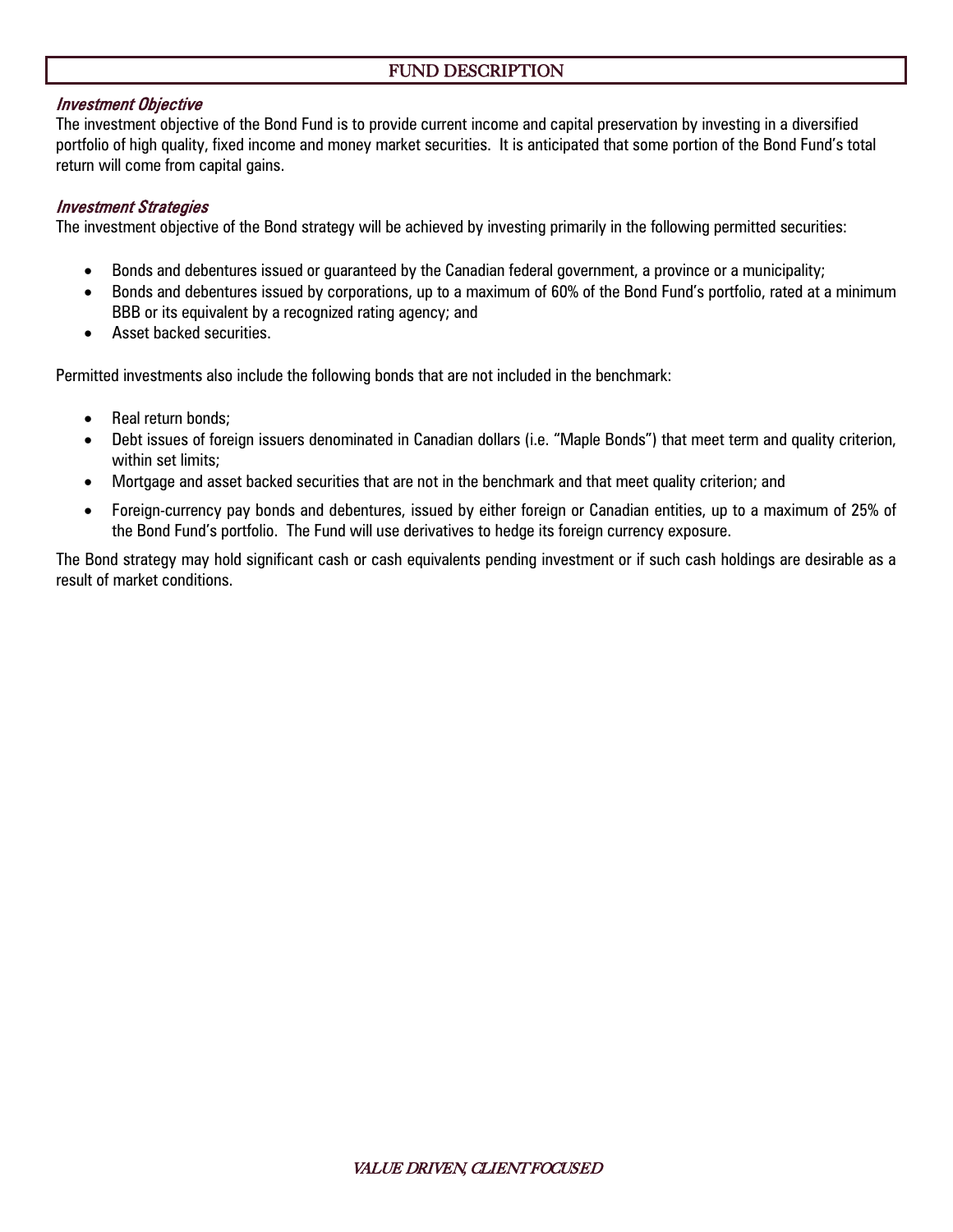## FUND DESCRIPTION

### *Investment Objective*

The investment objective of the Bond Fund is to provide current income and capital preservation by investing in a diversified portfolio of high quality, fixed income and money market securities. It is anticipated that some portion of the Bond Fund's total return will come from capital gains.

### *Investment Strategies*

The investment objective of the Bond strategy will be achieved by investing primarily in the following permitted securities:

- Bonds and debentures issued or guaranteed by the Canadian federal government, a province or a municipality;
- Bonds and debentures issued by corporations, up to a maximum of 60% of the Bond Fund's portfolio, rated at a minimum BBB or its equivalent by a recognized rating agency; and
- Asset backed securities.

Permitted investments also include the following bonds that are not included in the benchmark:

- Real return bonds;
- Debt issues of foreign issuers denominated in Canadian dollars (i.e. "Maple Bonds") that meet term and quality criterion, within set limits;
- Mortgage and asset backed securities that are not in the benchmark and that meet quality criterion; and
- Foreign-currency pay bonds and debentures, issued by either foreign or Canadian entities, up to a maximum of 25% of the Bond Fund's portfolio. The Fund will use derivatives to hedge its foreign currency exposure.

The Bond strategy may hold significant cash or cash equivalents pending investment or if such cash holdings are desirable as a result of market conditions.